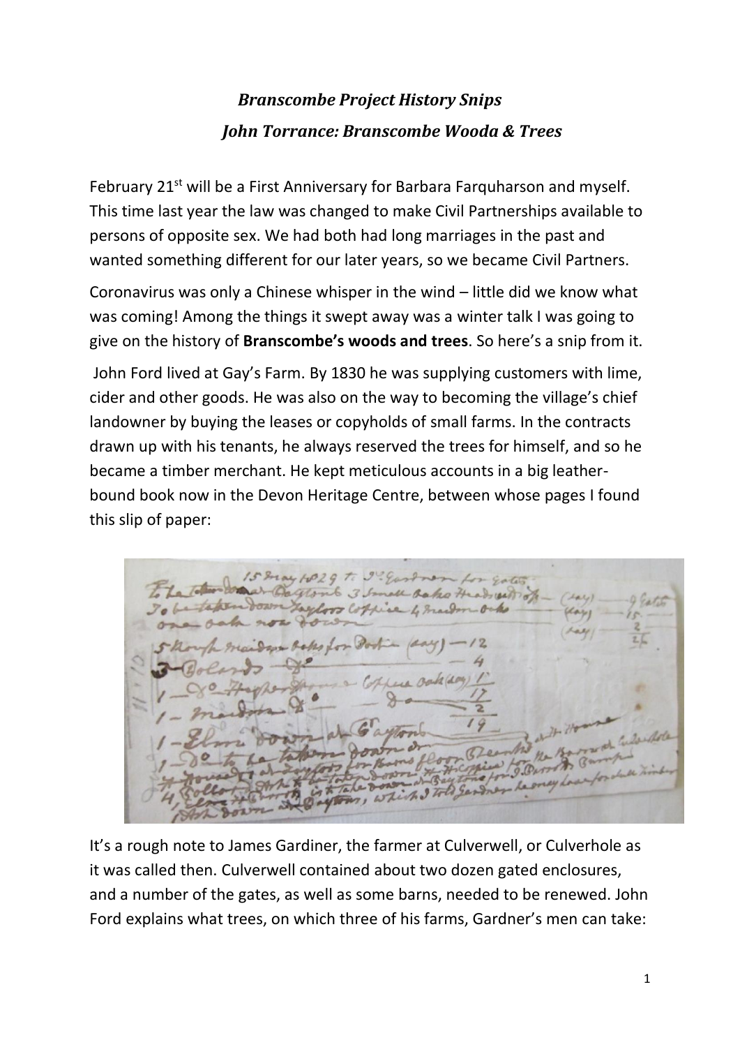# *Branscombe Project History Snips*

## *John Torrance: Branscombe Wooda & Trees*

February 21st will be a First Anniversary for Barbara Farquharson and myself. This time last year the law was changed to make Civil Partnerships available to persons of opposite sex. We had both had long marriages in the past and wanted something different for our later years, so we became Civil Partners.

Coronavirus was only a Chinese whisper in the wind – little did we know what was coming! Among the things it swept away was a winter talk I was going to give on the history of **Branscombe's woods and trees**. So here's a snip from it.

John Ford lived at Gay's Farm. By 1830 he was supplying customers with lime, cider and other goods. He was also on the way to becoming the village's chief landowner by buying the leases or copyholds of small farms. In the contracts drawn up with his tenants, he always reserved the trees for himself, and so he became a timber merchant. He kept meticulous accounts in a big leather-bound book now in the Devon Heritage Centre, between whose pages I found this slip of paper:

It's a rough note to James Gardiner, the farmer at Culverwell, or Culverhole as it was called then. Culverwell contained about two dozen gated enclosures, and a number of the gates, as well as some barns, needed to be renewed. John Ford explains what trees, on which three of his farms, Gardner's men can take: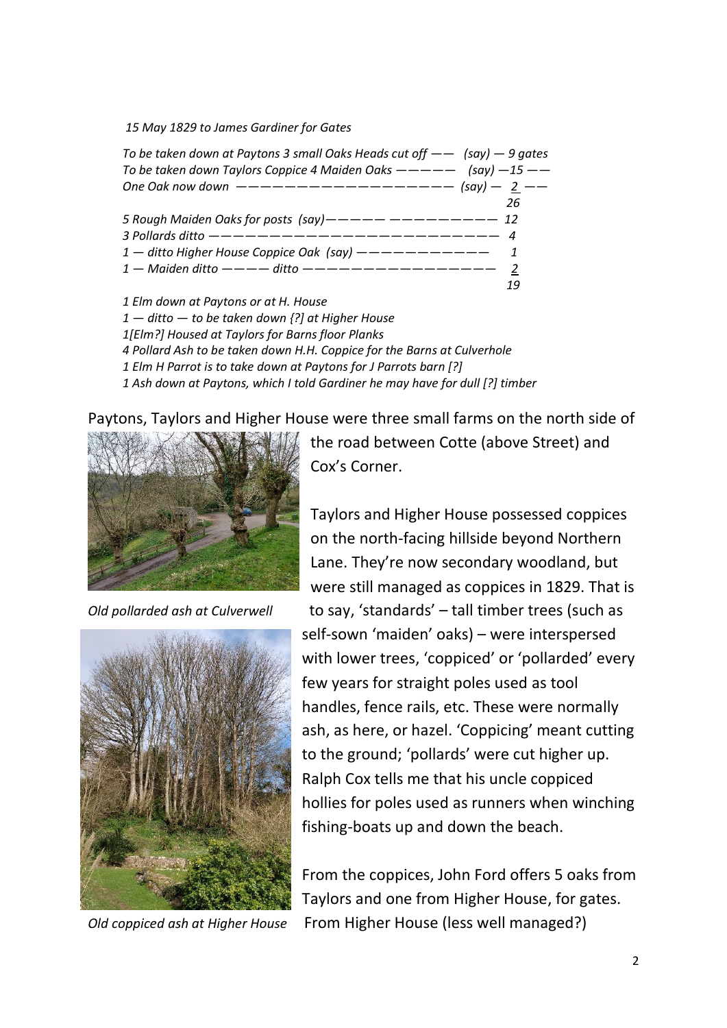*15 May 1829 to James Gardiner for Gates*

*To be taken down at Paytons 3 small Oaks Heads cut off —— (say) — 9 gates*
*To be taken down Taylors Coppice 4 Maiden Oaks ————— (say) —15 ——*
*One Oak now down —————————————————— (say) — 2 ——*
*26*
*5 Rough Maiden Oaks for posts (say)————— —————————— 12*
*3 Pollards ditto —————————————————————————— 4*
*1 — ditto Higher House Coppice Oak (say) ——————————— 1*
*1 — Maiden ditto ———— ditto ————————————————— 2*
*19*

*1 Elm down at Paytons or at H. House*
*1 — ditto — to be taken down {?] at Higher House*
*1[Elm?] Housed at Taylors for Barns floor Planks*
*4 Pollard Ash to be taken down H.H. Coppice for the Barns at Culverhole*
*1 Elm H Parrot is to take down at Paytons for J Parrots barn [?]*
*1 Ash down at Paytons, which I told Gardiner he may have for dull [?] timber*

Paytons, Taylors and Higher House were three small farms on the north side of the road between Cotte (above Street) and Cox's Corner.

*Old pollarded ash at Culverwell*

Taylors and Higher House possessed coppices on the north-facing hillside beyond Northern Lane. They're now secondary woodland, but were still managed as coppices in 1829. That is to say, 'standards' – tall timber trees (such as self-sown 'maiden' oaks) – were interspersed with lower trees, 'coppiced' or 'pollarded' every few years for straight poles used as tool handles, fence rails, etc. These were normally ash, as here, or hazel. 'Coppicing' meant cutting to the ground; 'pollards' were cut higher up. Ralph Cox tells me that his uncle coppiced hollies for poles used as runners when winching fishing-boats up and down the beach.

*Old coppiced ash at Higher House*

From the coppices, John Ford offers 5 oaks from Taylors and one from Higher House, for gates. From Higher House (less well managed?)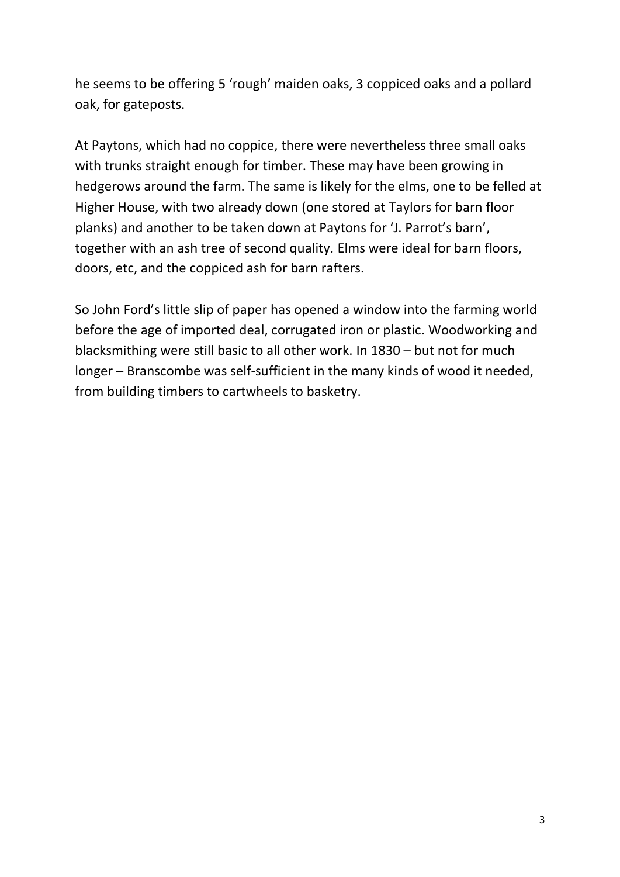he seems to be offering 5 'rough' maiden oaks, 3 coppiced oaks and a pollard oak, for gateposts.

At Paytons, which had no coppice, there were nevertheless three small oaks with trunks straight enough for timber. These may have been growing in hedgerows around the farm. The same is likely for the elms, one to be felled at Higher House, with two already down (one stored at Taylors for barn floor planks) and another to be taken down at Paytons for 'J. Parrot's barn', together with an ash tree of second quality. Elms were ideal for barn floors, doors, etc, and the coppiced ash for barn rafters.

So John Ford's little slip of paper has opened a window into the farming world before the age of imported deal, corrugated iron or plastic. Woodworking and blacksmithing were still basic to all other work. In 1830 – but not for much longer – Branscombe was self-sufficient in the many kinds of wood it needed, from building timbers to cartwheels to basketry.